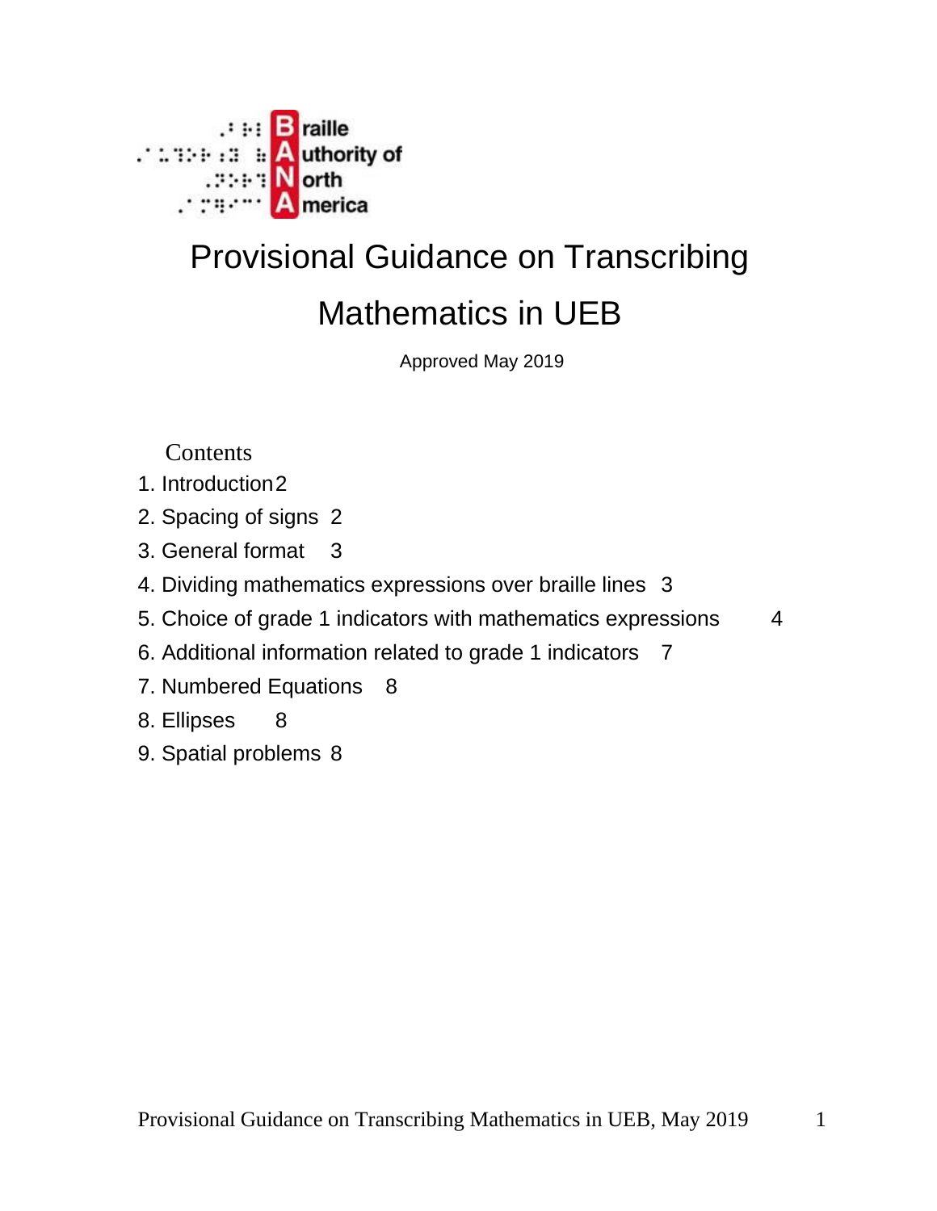Braille Authority of North America

# Provisional Guidance on Transcribing Mathematics in UEB

Approved May 2019

Contents

1. Introduction 2
2. Spacing of signs 2
3. General format 3
4. Dividing mathematics expressions over braille lines 3
5. Choice of grade 1 indicators with mathematics expressions 4
6. Additional information related to grade 1 indicators 7
7. Numbered Equations 8
8. Ellipses 8
9. Spatial problems 8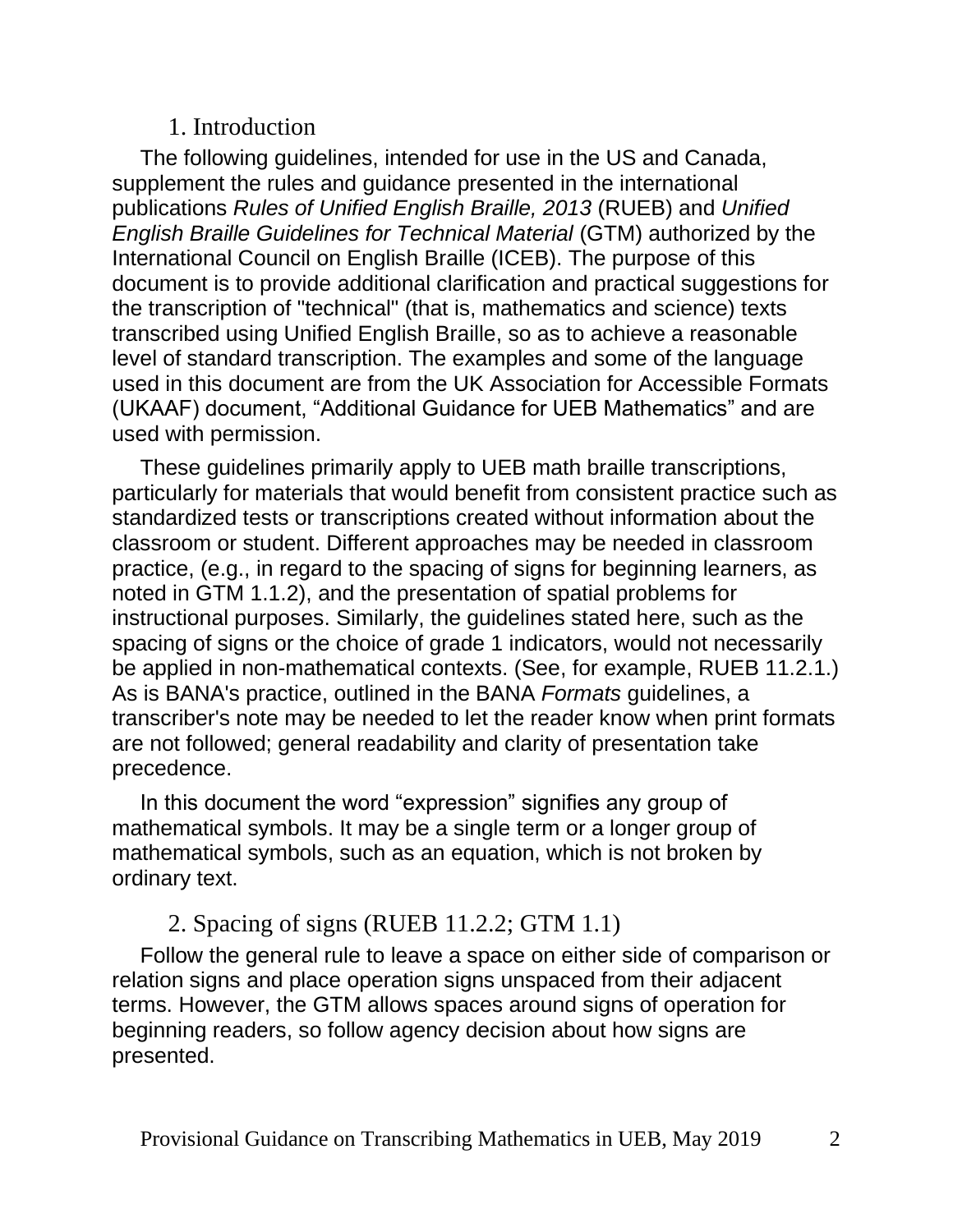## 1. Introduction

The following guidelines, intended for use in the US and Canada, supplement the rules and guidance presented in the international publications *Rules of Unified English Braille, 2013* (RUEB) and *Unified English Braille Guidelines for Technical Material* (GTM) authorized by the International Council on English Braille (ICEB). The purpose of this document is to provide additional clarification and practical suggestions for the transcription of "technical" (that is, mathematics and science) texts transcribed using Unified English Braille, so as to achieve a reasonable level of standard transcription. The examples and some of the language used in this document are from the UK Association for Accessible Formats (UKAAF) document, “Additional Guidance for UEB Mathematics” and are used with permission.

These guidelines primarily apply to UEB math braille transcriptions, particularly for materials that would benefit from consistent practice such as standardized tests or transcriptions created without information about the classroom or student. Different approaches may be needed in classroom practice, (e.g., in regard to the spacing of signs for beginning learners, as noted in GTM 1.1.2), and the presentation of spatial problems for instructional purposes. Similarly, the guidelines stated here, such as the spacing of signs or the choice of grade 1 indicators, would not necessarily be applied in non-mathematical contexts. (See, for example, RUEB 11.2.1.) As is BANA's practice, outlined in the BANA *Formats* guidelines, a transcriber's note may be needed to let the reader know when print formats are not followed; general readability and clarity of presentation take precedence.

In this document the word “expression” signifies any group of mathematical symbols. It may be a single term or a longer group of mathematical symbols, such as an equation, which is not broken by ordinary text.

## 2. Spacing of signs (RUEB 11.2.2; GTM 1.1)

Follow the general rule to leave a space on either side of comparison or relation signs and place operation signs unspaced from their adjacent terms. However, the GTM allows spaces around signs of operation for beginning readers, so follow agency decision about how signs are presented.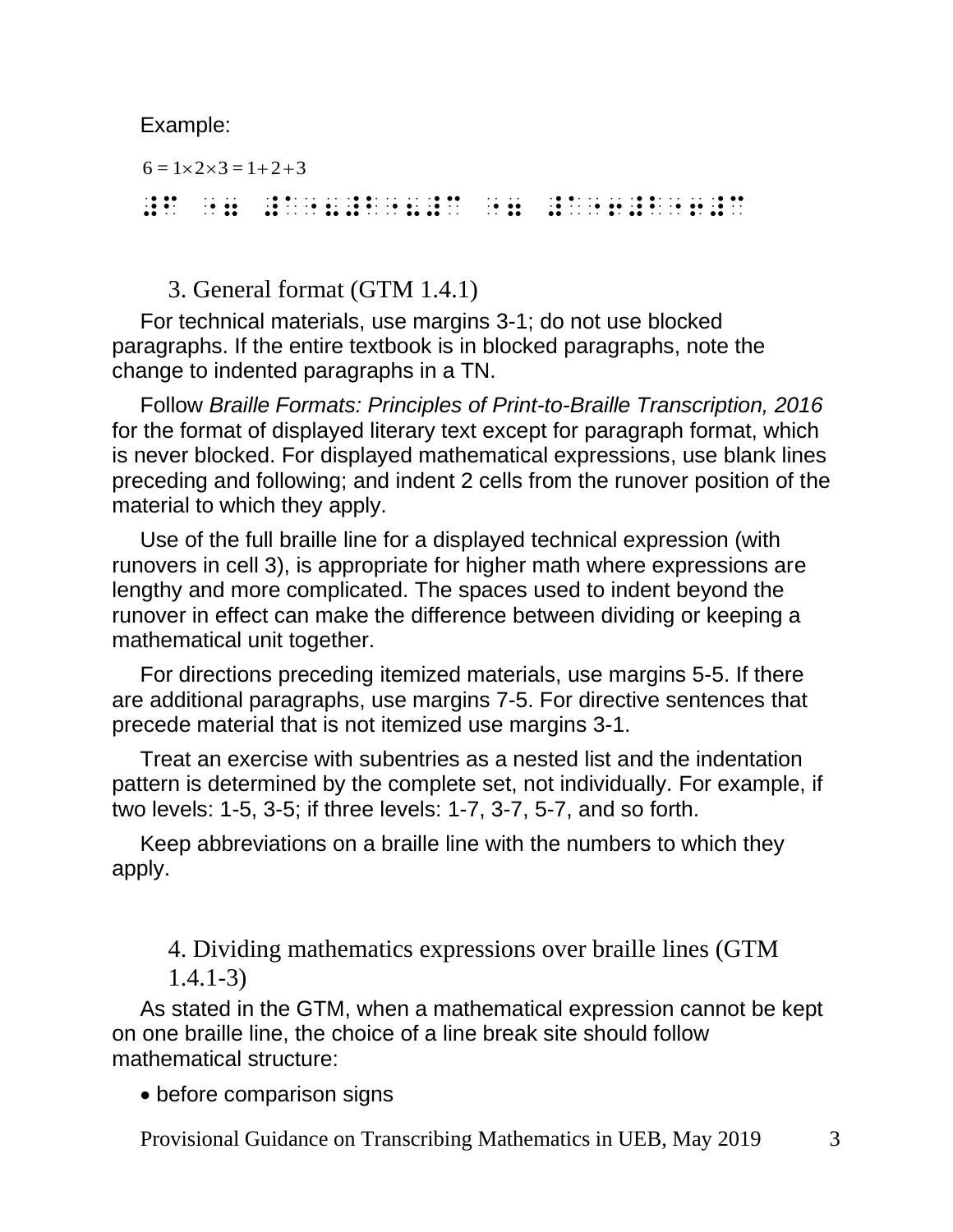Example:

$$6 = 1\times2\times3 = 1+2+3$$

⠼⠋ ⠐⠶ ⠼⠁⠐⠦⠼⠃⠐⠦⠼⠉ ⠐⠶ ⠼⠁⠐⠖⠼⠃⠐⠖⠼⠉

### 3. General format (GTM 1.4.1)

For technical materials, use margins 3-1; do not use blocked paragraphs. If the entire textbook is in blocked paragraphs, note the change to indented paragraphs in a TN.

Follow *Braille Formats: Principles of Print-to-Braille Transcription, 2016* for the format of displayed literary text except for paragraph format, which is never blocked. For displayed mathematical expressions, use blank lines preceding and following; and indent 2 cells from the runover position of the material to which they apply.

Use of the full braille line for a displayed technical expression (with runovers in cell 3), is appropriate for higher math where expressions are lengthy and more complicated. The spaces used to indent beyond the runover in effect can make the difference between dividing or keeping a mathematical unit together.

For directions preceding itemized materials, use margins 5-5. If there are additional paragraphs, use margins 7-5. For directive sentences that precede material that is not itemized use margins 3-1.

Treat an exercise with subentries as a nested list and the indentation pattern is determined by the complete set, not individually. For example, if two levels: 1-5, 3-5; if three levels: 1-7, 3-7, 5-7, and so forth.

Keep abbreviations on a braille line with the numbers to which they apply.

### 4. Dividing mathematics expressions over braille lines (GTM 1.4.1-3)

As stated in the GTM, when a mathematical expression cannot be kept on one braille line, the choice of a line break site should follow mathematical structure:

- before comparison signs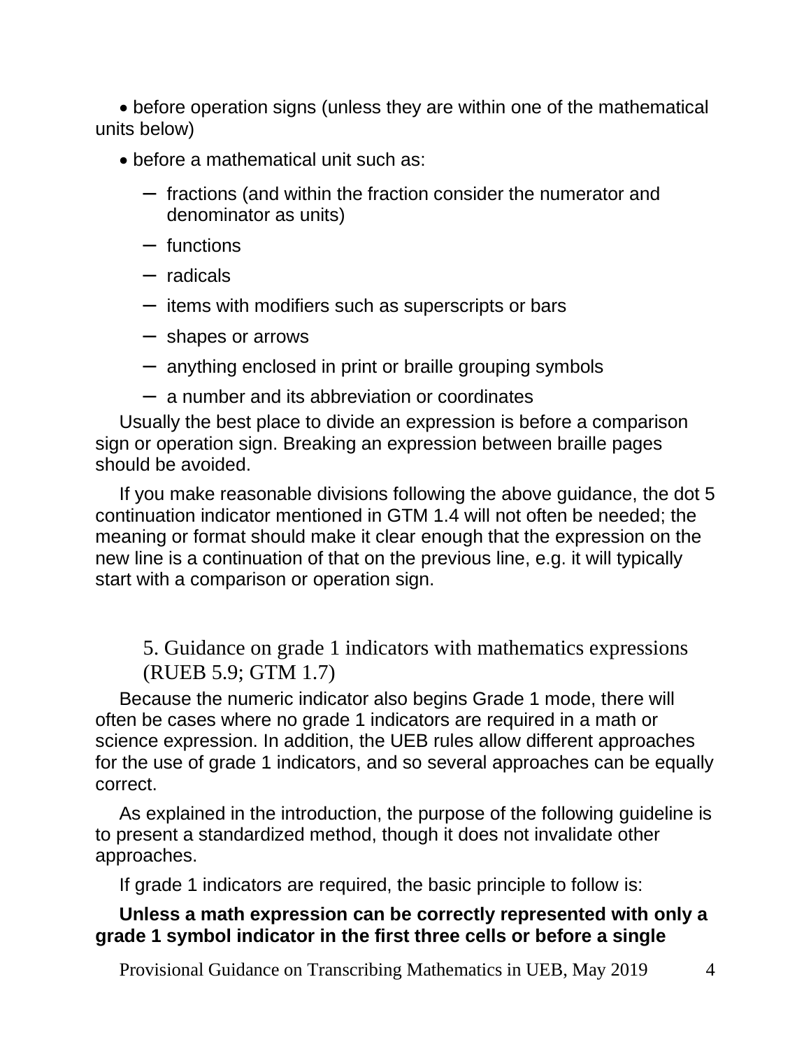- before operation signs (unless they are within one of the mathematical units below)
- before a mathematical unit such as:
  - fractions (and within the fraction consider the numerator and denominator as units)
  - functions
  - radicals
  - items with modifiers such as superscripts or bars
  - shapes or arrows
  - anything enclosed in print or braille grouping symbols
  - a number and its abbreviation or coordinates

Usually the best place to divide an expression is before a comparison sign or operation sign. Breaking an expression between braille pages should be avoided.

If you make reasonable divisions following the above guidance, the dot 5 continuation indicator mentioned in GTM 1.4 will not often be needed; the meaning or format should make it clear enough that the expression on the new line is a continuation of that on the previous line, e.g. it will typically start with a comparison or operation sign.

## 5. Guidance on grade 1 indicators with mathematics expressions (RUEB 5.9; GTM 1.7)

Because the numeric indicator also begins Grade 1 mode, there will often be cases where no grade 1 indicators are required in a math or science expression. In addition, the UEB rules allow different approaches for the use of grade 1 indicators, and so several approaches can be equally correct.

As explained in the introduction, the purpose of the following guideline is to present a standardized method, though it does not invalidate other approaches.

If grade 1 indicators are required, the basic principle to follow is:

**Unless a math expression can be correctly represented with only a grade 1 symbol indicator in the first three cells or before a single**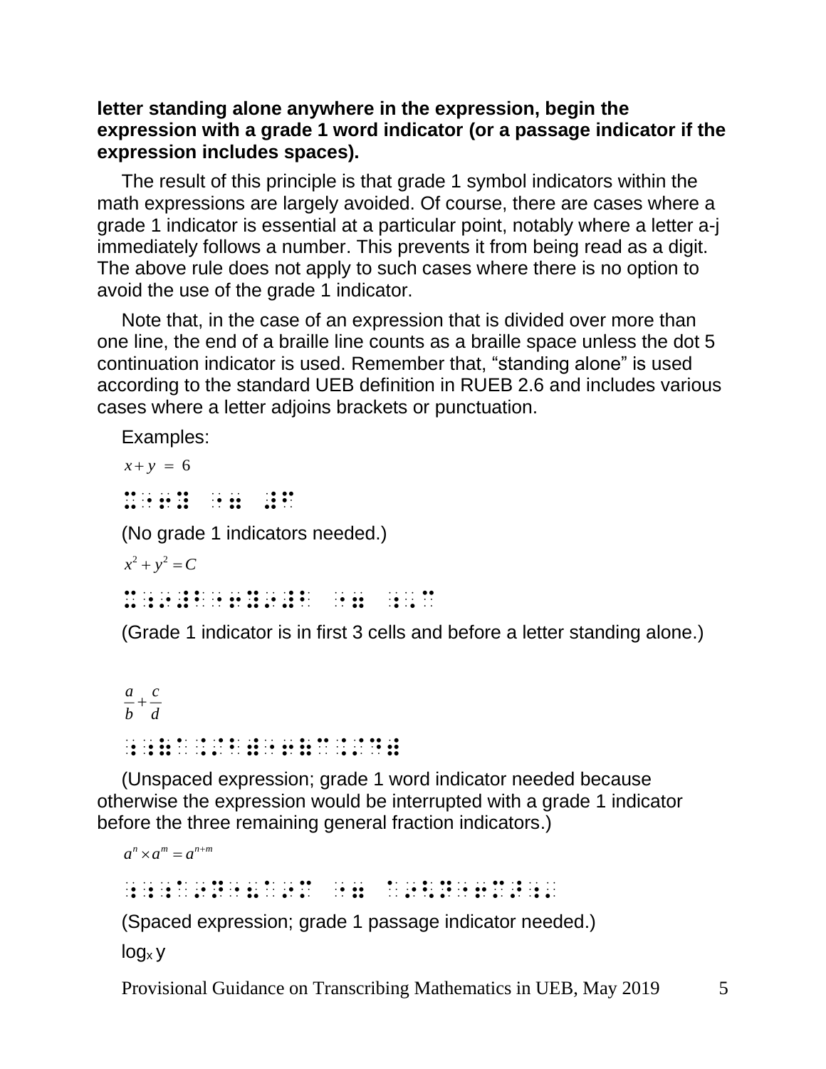**letter standing alone anywhere in the expression, begin the expression with a grade 1 word indicator (or a passage indicator if the expression includes spaces).**

The result of this principle is that grade 1 symbol indicators within the math expressions are largely avoided. Of course, there are cases where a grade 1 indicator is essential at a particular point, notably where a letter a-j immediately follows a number. This prevents it from being read as a digit. The above rule does not apply to such cases where there is no option to avoid the use of the grade 1 indicator.

Note that, in the case of an expression that is divided over more than one line, the end of a braille line counts as a braille space unless the dot 5 continuation indicator is used. Remember that, "standing alone" is used according to the standard UEB definition in RUEB 2.6 and includes various cases where a letter adjoins brackets or punctuation.

Examples:

$x + y \ = \ 6$

⠭⠐⠖⠽ ⠐⠶ ⠼⠋

(No grade 1 indicators needed.)

$x^2 + y^2 = C$

⠭⠰⠔⠼⠃⠐⠖⠽⠰⠔⠼⠃ ⠐⠶ ⠰⠠⠉

(Grade 1 indicator is in first 3 cells and before a letter standing alone.)

$\frac{a}{b} + \frac{c}{d}$

⠰⠰⠷⠁⠨⠌⠃⠾⠐⠖⠷⠉⠨⠌⠙⠾

(Unspaced expression; grade 1 word indicator needed because otherwise the expression would be interrupted with a grade 1 indicator before the three remaining general fraction indicators.)

$a^n \times a^m = a^{n+m}$

⠰⠰⠰⠁⠔⠝⠐⠦⠁⠔⠍ ⠐⠶ ⠁⠔⠣⠝⠐⠖⠍⠜⠰⠄

(Spaced expression; grade 1 passage indicator needed.)

$\log_x y$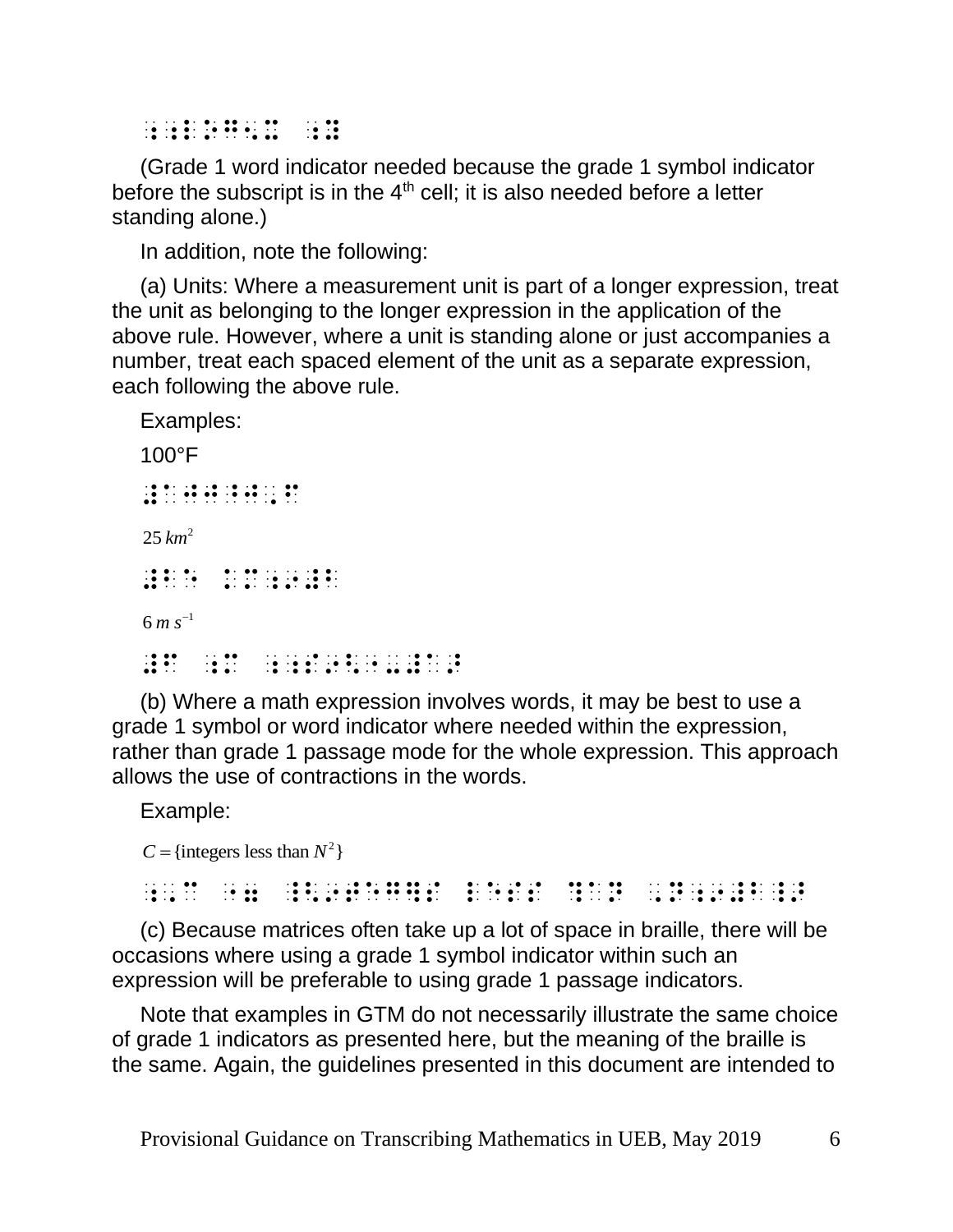⠰⠰⠇⠕⠛⠰⠢⠃ ⠰⠭

(Grade 1 word indicator needed because the grade 1 symbol indicator before the subscript is in the 4th cell; it is also needed before a letter standing alone.)

In addition, note the following:

(a) Units: Where a measurement unit is part of a longer expression, treat the unit as belonging to the longer expression in the application of the above rule. However, where a unit is standing alone or just accompanies a number, treat each spaced element of the unit as a separate expression, each following the above rule.

Examples:

100°F

⠼⠁⠚⠚⠘⠚⠠⠋

$25\, km^2$

⠼⠃⠑ ⠅⠍⠰⠔⠼⠃

$6\, m\, s^{-1}$

⠼⠋ ⠰⠍ ⠰⠎⠔⠣⠐⠤⠼⠁⠜

(b) Where a math expression involves words, it may be best to use a grade 1 symbol or word indicator where needed within the expression, rather than grade 1 passage mode for the whole expression. This approach allows the use of contractions in the words.

Example:

$C = \{\text{integers less than } N^2\}$

⠰⠠⠉ ⠐⠶ ⠸⠣⠔⠞⠑⠛⠻⠎ ⠇⠑⠎⠎ ⠹⠁⠝ ⠠⠝⠰⠔⠼⠃⠸⠜

(c) Because matrices often take up a lot of space in braille, there will be occasions where using a grade 1 symbol indicator within such an expression will be preferable to using grade 1 passage indicators.

Note that examples in GTM do not necessarily illustrate the same choice of grade 1 indicators as presented here, but the meaning of the braille is the same. Again, the guidelines presented in this document are intended to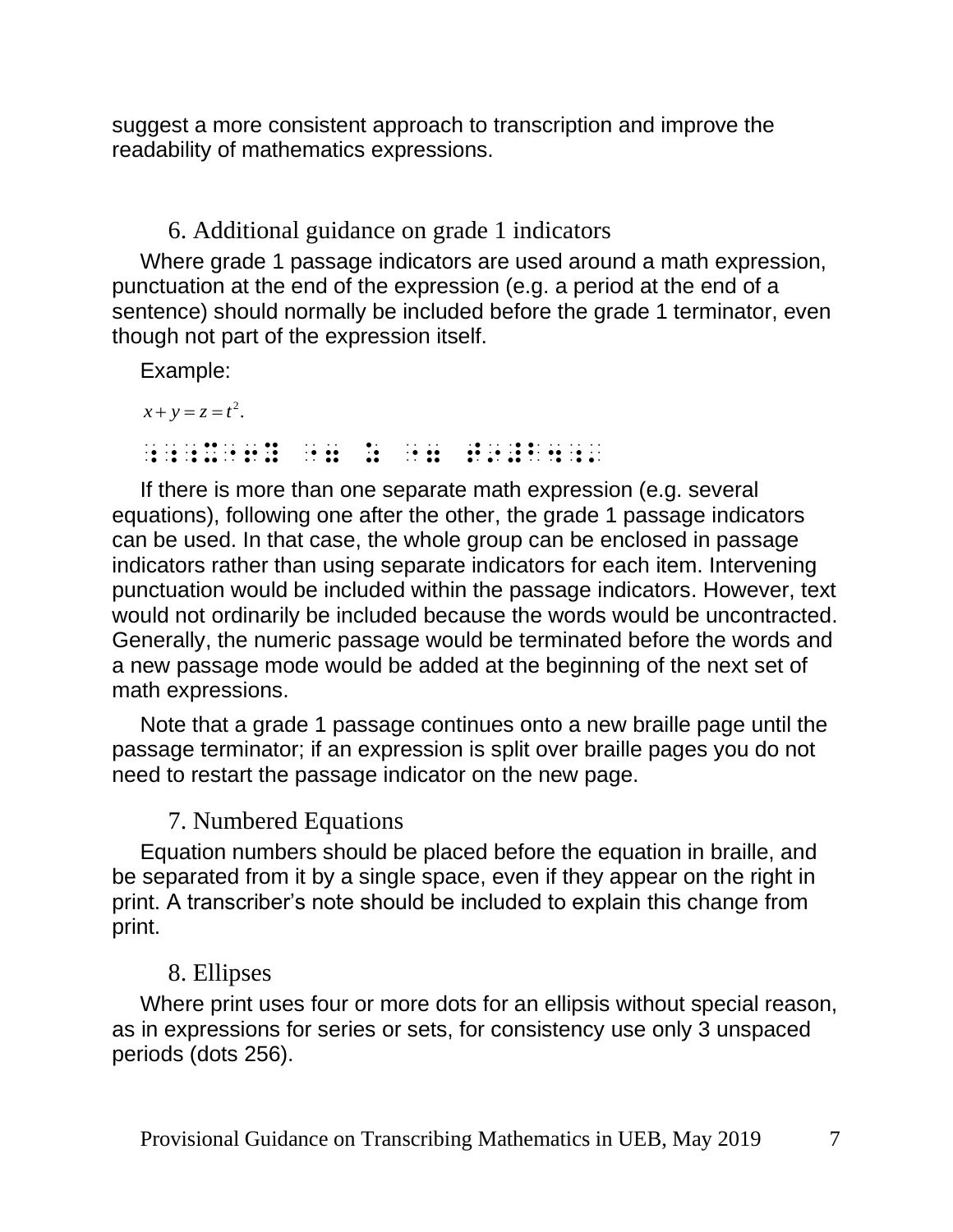suggest a more consistent approach to transcription and improve the readability of mathematics expressions.

## 6. Additional guidance on grade 1 indicators

Where grade 1 passage indicators are used around a math expression, punctuation at the end of the expression (e.g. a period at the end of a sentence) should normally be included before the grade 1 terminator, even though not part of the expression itself.

Example:

$x + y = z = t^2.$

⠰⠰⠰⠭⠐⠖⠽ ⠐⠶ ⠵ ⠐⠶ ⠞⠔⠼⠃⠲⠰⠄

If there is more than one separate math expression (e.g. several equations), following one after the other, the grade 1 passage indicators can be used. In that case, the whole group can be enclosed in passage indicators rather than using separate indicators for each item. Intervening punctuation would be included within the passage indicators. However, text would not ordinarily be included because the words would be uncontracted. Generally, the numeric passage would be terminated before the words and a new passage mode would be added at the beginning of the next set of math expressions.

Note that a grade 1 passage continues onto a new braille page until the passage terminator; if an expression is split over braille pages you do not need to restart the passage indicator on the new page.

## 7. Numbered Equations

Equation numbers should be placed before the equation in braille, and be separated from it by a single space, even if they appear on the right in print. A transcriber's note should be included to explain this change from print.

## 8. Ellipses

Where print uses four or more dots for an ellipsis without special reason, as in expressions for series or sets, for consistency use only 3 unspaced periods (dots 256).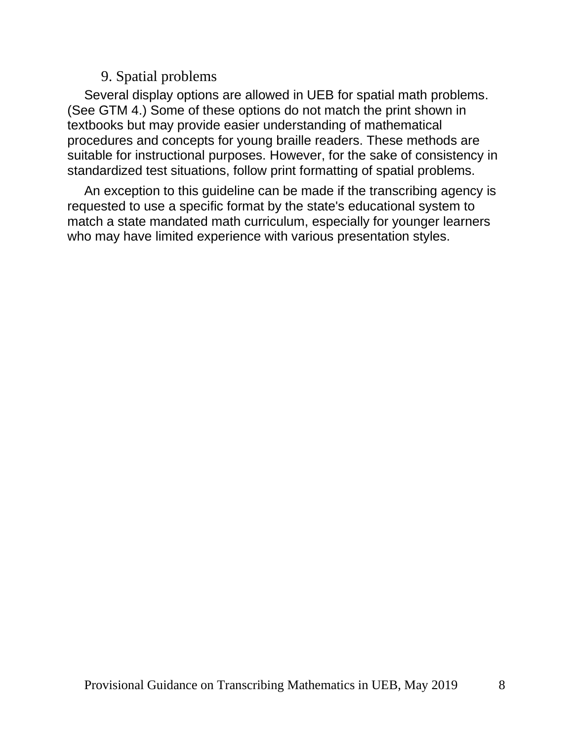### 9. Spatial problems

Several display options are allowed in UEB for spatial math problems. (See GTM 4.) Some of these options do not match the print shown in textbooks but may provide easier understanding of mathematical procedures and concepts for young braille readers. These methods are suitable for instructional purposes. However, for the sake of consistency in standardized test situations, follow print formatting of spatial problems.

An exception to this guideline can be made if the transcribing agency is requested to use a specific format by the state's educational system to match a state mandated math curriculum, especially for younger learners who may have limited experience with various presentation styles.